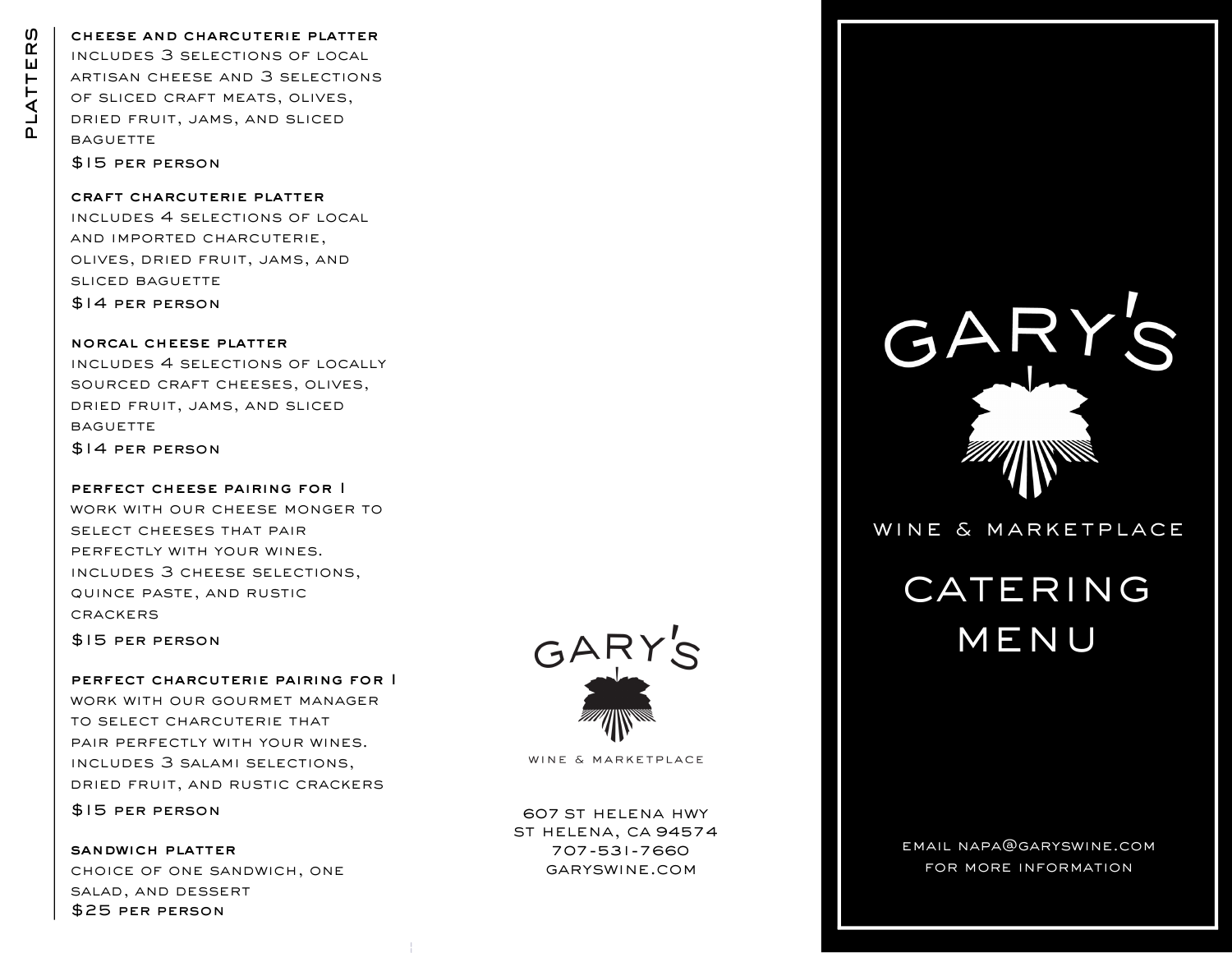## PLATTERS

**CHEESE AND CHARCUTERIE PLATTER**
INCLUDES 3 SELECTIONS OF LOCAL ARTISAN CHEESE AND 3 SELECTIONS OF SLICED CRAFT MEATS, OLIVES, DRIED FRUIT, JAMS, AND SLICED BAGUETTE
$15 PER PERSON

**CRAFT CHARCUTERIE PLATTER**
INCLUDES 4 SELECTIONS OF LOCAL AND IMPORTED CHARCUTERIE, OLIVES, DRIED FRUIT, JAMS, AND SLICED BAGUETTE
$14 PER PERSON

**NORCAL CHEESE PLATTER**
INCLUDES 4 SELECTIONS OF LOCALLY SOURCED CRAFT CHEESES, OLIVES, DRIED FRUIT, JAMS, AND SLICED BAGUETTE
$14 PER PERSON

**PERFECT CHEESE PAIRING FOR 1**
WORK WITH OUR CHEESE MONGER TO SELECT CHEESES THAT PAIR PERFECTLY WITH YOUR WINES. INCLUDES 3 CHEESE SELECTIONS, QUINCE PASTE, AND RUSTIC CRACKERS
$15 PER PERSON

**PERFECT CHARCUTERIE PAIRING FOR 1**
WORK WITH OUR GOURMET MANAGER TO SELECT CHARCUTERIE THAT PAIR PERFECTLY WITH YOUR WINES. INCLUDES 3 SALAMI SELECTIONS, DRIED FRUIT, AND RUSTIC CRACKERS
$15 PER PERSON

**SANDWICH PLATTER**
CHOICE OF ONE SANDWICH, ONE SALAD, AND DESSERT
$25 PER PERSON

GARY'S

WINE & MARKETPLACE

607 ST HELENA HWY
ST HELENA, CA 94574
707-531-7660
GARYSWINE.COM

# GARY'S

WINE & MARKETPLACE

# CATERING MENU

EMAIL NAPA@GARYSWINE.COM FOR MORE INFORMATION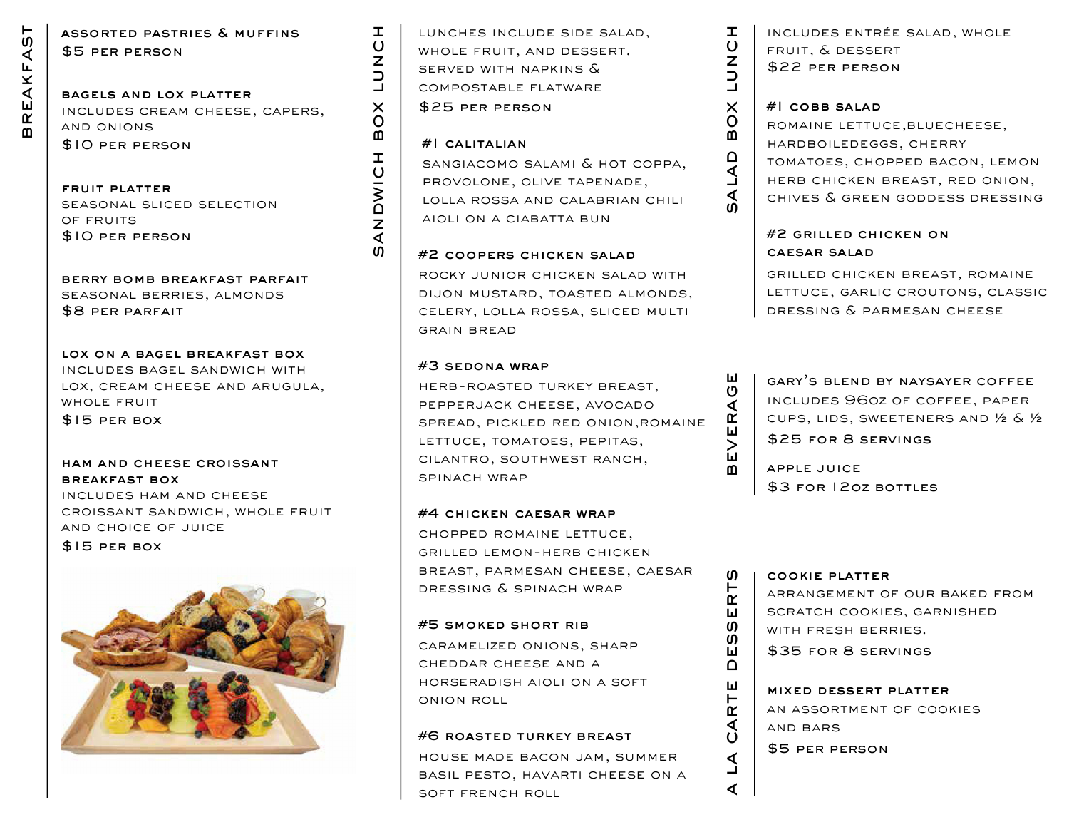## Breakfast

**Assorted Pastries & Muffins**
$5 per person

**Bagels and Lox Platter**
Includes cream cheese, capers, and onions
$10 per person

**Fruit Platter**
Seasonal sliced selection of fruits
$10 per person

**Berry Bomb Breakfast Parfait**
Seasonal berries, almonds
$8 per parfait

**Lox on a Bagel Breakfast Box**
Includes bagel sandwich with lox, cream cheese and arugula, whole fruit
$15 per box

**Ham and Cheese Croissant Breakfast Box**
Includes ham and cheese croissant sandwich, whole fruit and choice of juice
$15 per box

## Sandwich Box Lunch

Lunches include side salad, whole fruit, and dessert. Served with napkins & compostable flatware
$25 per person

**#1 Calitalian**
Sangiacomo salami & hot coppa, provolone, olive tapenade, lolla rossa and calabrian chili aioli on a ciabatta bun

**#2 Coopers Chicken Salad**
Rocky junior chicken salad with dijon mustard, toasted almonds, celery, lolla rossa, sliced multi grain bread

**#3 Sedona Wrap**
Herb-roasted turkey breast, pepperjack cheese, avocado spread, pickled red onion,romaine lettuce, tomatoes, pepitas, cilantro, southwest ranch, spinach wrap

**#4 Chicken Caesar Wrap**
Chopped romaine lettuce, grilled lemon-herb chicken breast, parmesan cheese, caesar dressing & spinach wrap

**#5 Smoked Short Rib**
Caramelized onions, sharp cheddar cheese and a horseradish aioli on a soft onion roll

**#6 Roasted Turkey Breast**
House made bacon jam, summer basil pesto, havarti cheese on a soft french roll

## Salad Box Lunch

Includes entrée salad, whole fruit, & dessert
$22 per person

**#1 Cobb Salad**
Romaine lettuce,bluecheese, hardboiledeggs, cherry tomatoes, chopped bacon, lemon herb chicken breast, red onion, chives & green goddess dressing

**#2 Grilled Chicken on Caesar Salad**
Grilled chicken breast, romaine lettuce, garlic croutons, classic dressing & parmesan cheese

## Beverage

**Gary's Blend by Naysayer Coffee**
Includes 96oz of coffee, paper cups, lids, sweeteners and ½ & ½
$25 for 8 servings

**Apple Juice**
$3 for 12oz bottles

## A La Carte Desserts

**Cookie Platter**
Arrangement of our baked from scratch cookies, garnished with fresh berries.
$35 for 8 servings

**Mixed Dessert Platter**
An assortment of cookies and bars
$5 per person